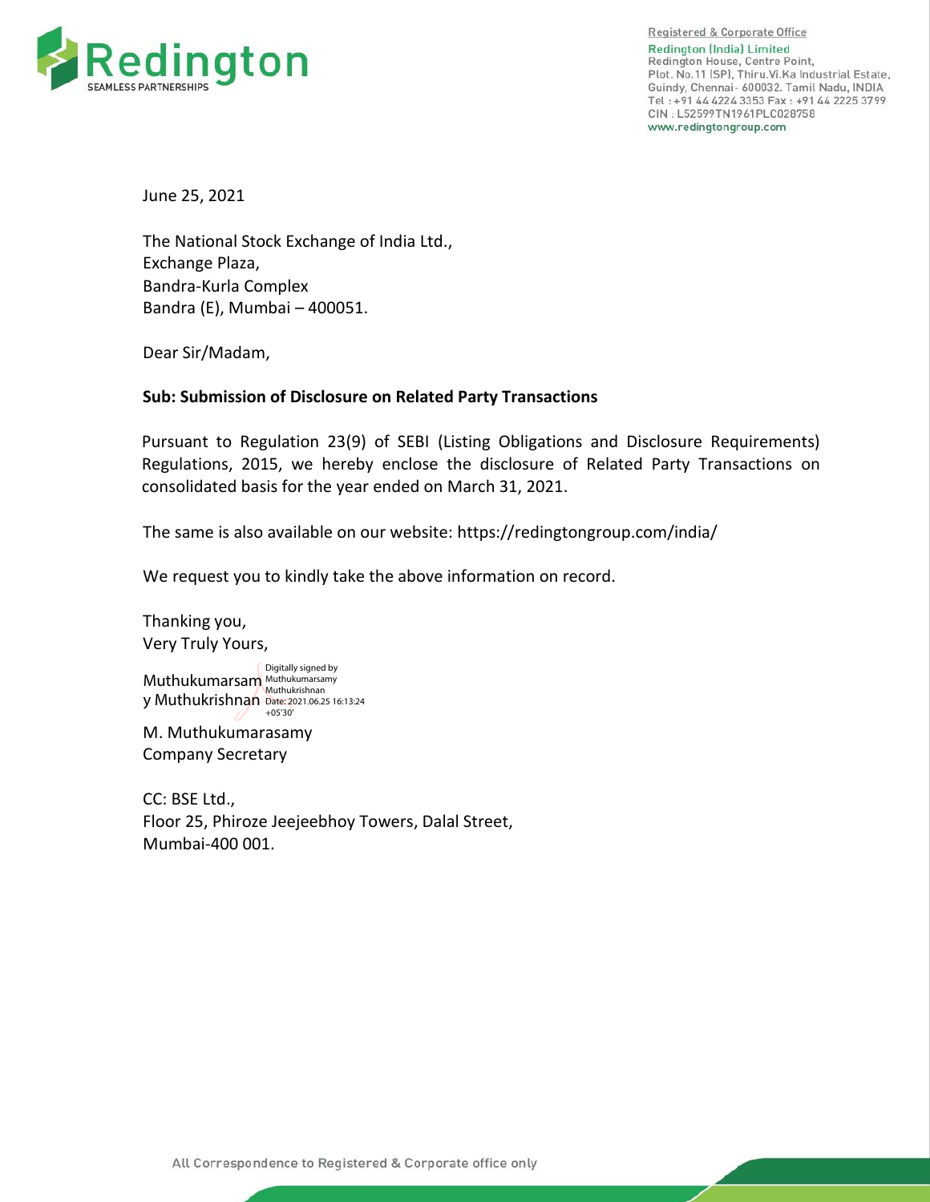Redington
SEAMLESS PARTNERSHIPS

Registered & Corporate Office
Redington (India) Limited
Redington House, Centre Point,
Plot. No.11 (SP), Thiru.Vi.Ka Industrial Estate,
Guindy, Chennai- 600032. Tamil Nadu, INDIA
Tel : +91 44 4224 3353 Fax : +91 44 2225 3799
CIN : L52599TN1961PLC028758
www.redingtongroup.com

June 25, 2021

The National Stock Exchange of India Ltd.,
Exchange Plaza,
Bandra-Kurla Complex
Bandra (E), Mumbai – 400051.

Dear Sir/Madam,

**Sub: Submission of Disclosure on Related Party Transactions**

Pursuant to Regulation 23(9) of SEBI (Listing Obligations and Disclosure Requirements) Regulations, 2015, we hereby enclose the disclosure of Related Party Transactions on consolidated basis for the year ended on March 31, 2021.

The same is also available on our website: https://redingtongroup.com/india/

We request you to kindly take the above information on record.

Thanking you,
Very Truly Yours,

Muthukumarsamy Muthukrishnan
Digitally signed by Muthukumarsamy Muthukrishnan Date: 2021.06.25 16:13:24 +05'30'

M. Muthukumarasamy
Company Secretary

CC: BSE Ltd.,
Floor 25, Phiroze Jeejeebhoy Towers, Dalal Street,
Mumbai-400 001.

All Correspondence to Registered & Corporate office only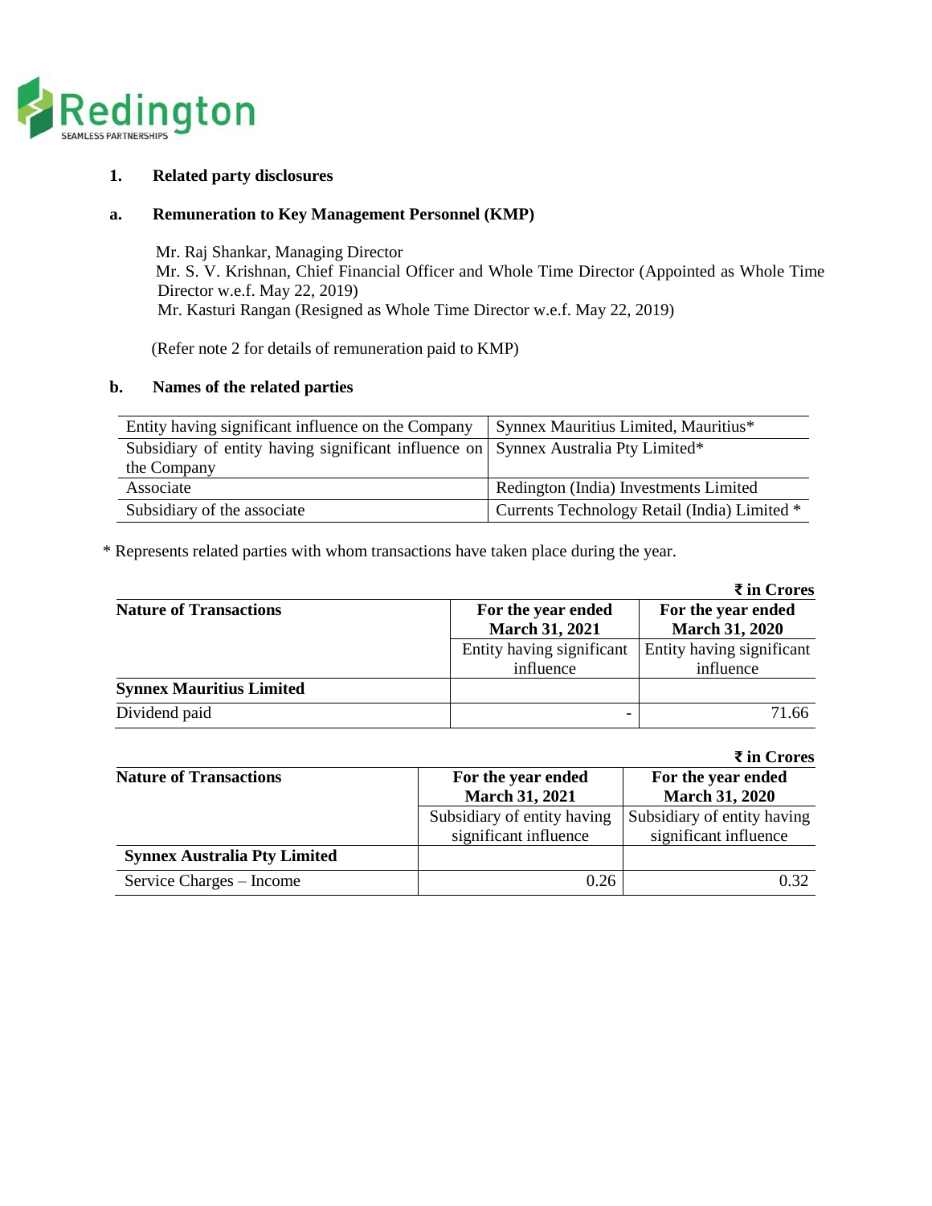## 1. Related party disclosures

### a. Remuneration to Key Management Personnel (KMP)

Mr. Raj Shankar, Managing Director
Mr. S. V. Krishnan, Chief Financial Officer and Whole Time Director (Appointed as Whole Time Director w.e.f. May 22, 2019)
Mr. Kasturi Rangan (Resigned as Whole Time Director w.e.f. May 22, 2019)

(Refer note 2 for details of remuneration paid to KMP)

### b. Names of the related parties

| | |
|---|---|
| Entity having significant influence on the Company | Synnex Mauritius Limited, Mauritius* |
| Subsidiary of entity having significant influence on the Company | Synnex Australia Pty Limited* |
| Associate | Redington (India) Investments Limited |
| Subsidiary of the associate | Currents Technology Retail (India) Limited * |

* Represents related parties with whom transactions have taken place during the year.

₹ in Crores

| Nature of Transactions | For the year ended March 31, 2021 | For the year ended March 31, 2020 |
|---|---|---|
| | Entity having significant influence | Entity having significant influence |
| **Synnex Mauritius Limited** | | |
| Dividend paid | - | 71.66 |

₹ in Crores

| Nature of Transactions | For the year ended March 31, 2021 | For the year ended March 31, 2020 |
|---|---|---|
| | Subsidiary of entity having significant influence | Subsidiary of entity having significant influence |
| **Synnex Australia Pty Limited** | | |
| Service Charges – Income | 0.26 | 0.32 |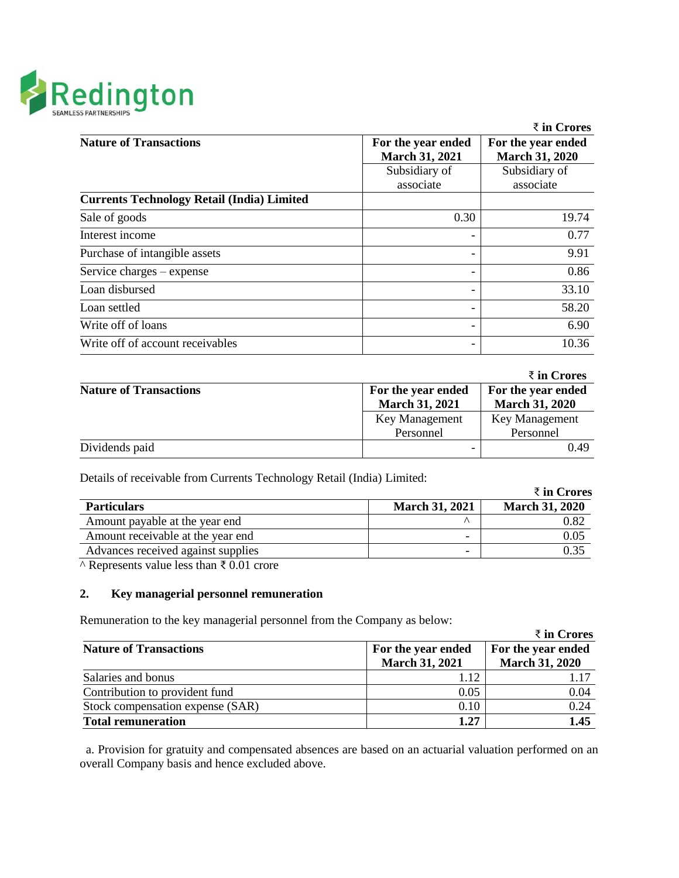₹ in Crores

| Nature of Transactions | For the year ended March 31, 2021 | For the year ended March 31, 2020 |
|---|---|---|
| | Subsidiary of associate | Subsidiary of associate |
| **Currents Technology Retail (India) Limited** | | |
| Sale of goods | 0.30 | 19.74 |
| Interest income | - | 0.77 |
| Purchase of intangible assets | - | 9.91 |
| Service charges – expense | - | 0.86 |
| Loan disbursed | - | 33.10 |
| Loan settled | - | 58.20 |
| Write off of loans | - | 6.90 |
| Write off of account receivables | - | 10.36 |

₹ in Crores

| Nature of Transactions | For the year ended March 31, 2021 | For the year ended March 31, 2020 |
|---|---|---|
| | Key Management Personnel | Key Management Personnel |
| Dividends paid | - | 0.49 |

Details of receivable from Currents Technology Retail (India) Limited:

₹ in Crores

| Particulars | March 31, 2021 | March 31, 2020 |
|---|---|---|
| Amount payable at the year end | ^ | 0.82 |
| Amount receivable at the year end | - | 0.05 |
| Advances received against supplies | - | 0.35 |

^ Represents value less than ₹ 0.01 crore

## 2. Key managerial personnel remuneration

Remuneration to the key managerial personnel from the Company as below:

₹ in Crores

| Nature of Transactions | For the year ended March 31, 2021 | For the year ended March 31, 2020 |
|---|---|---|
| Salaries and bonus | 1.12 | 1.17 |
| Contribution to provident fund | 0.05 | 0.04 |
| Stock compensation expense (SAR) | 0.10 | 0.24 |
| **Total remuneration** | **1.27** | **1.45** |

a. Provision for gratuity and compensated absences are based on an actuarial valuation performed on an overall Company basis and hence excluded above.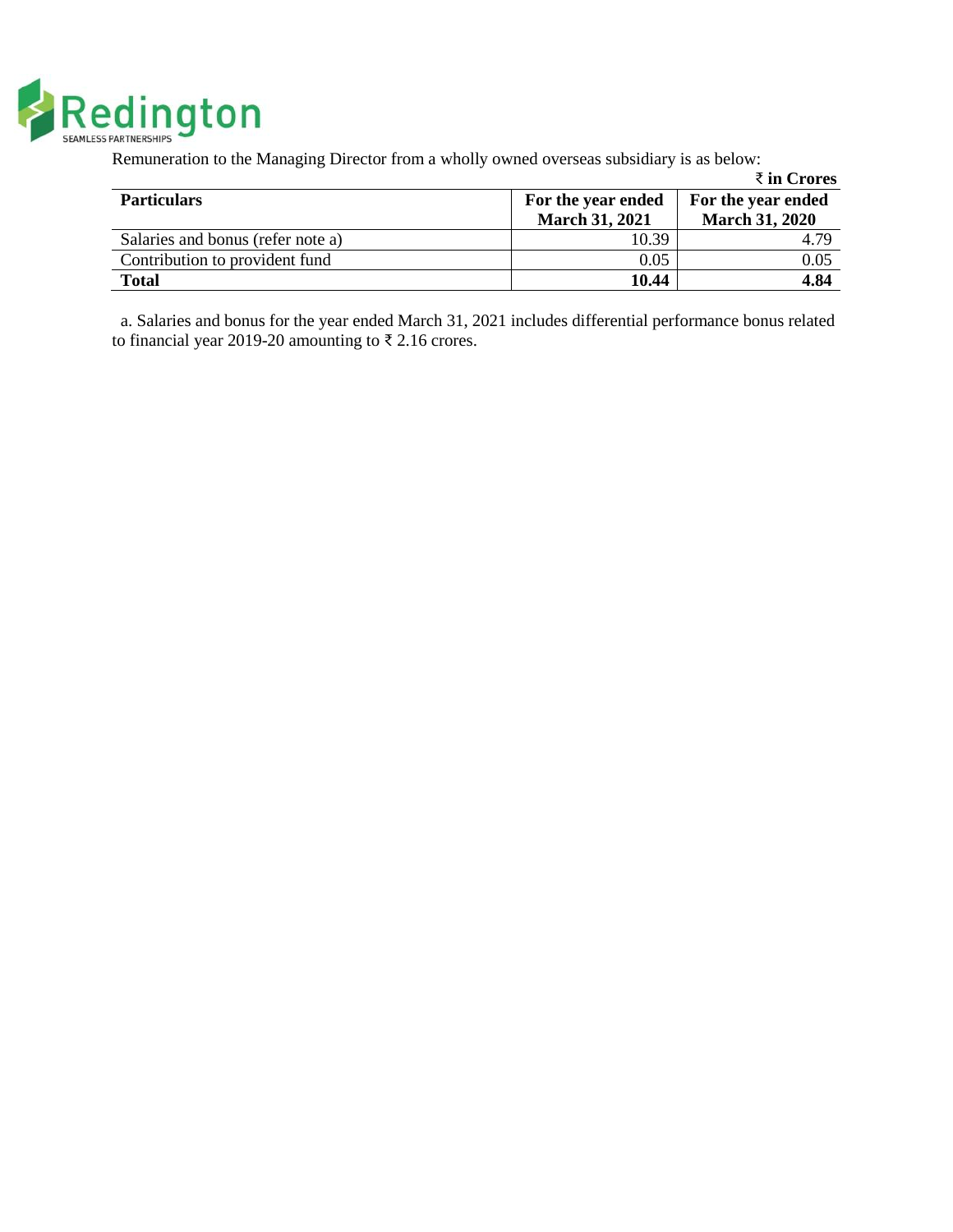Remuneration to the Managing Director from a wholly owned overseas subsidiary is as below:

₹ in Crores

| Particulars | For the year ended March 31, 2021 | For the year ended March 31, 2020 |
| --- | --- | --- |
| Salaries and bonus (refer note a) | 10.39 | 4.79 |
| Contribution to provident fund | 0.05 | 0.05 |
| **Total** | **10.44** | **4.84** |

a. Salaries and bonus for the year ended March 31, 2021 includes differential performance bonus related to financial year 2019-20 amounting to ₹ 2.16 crores.